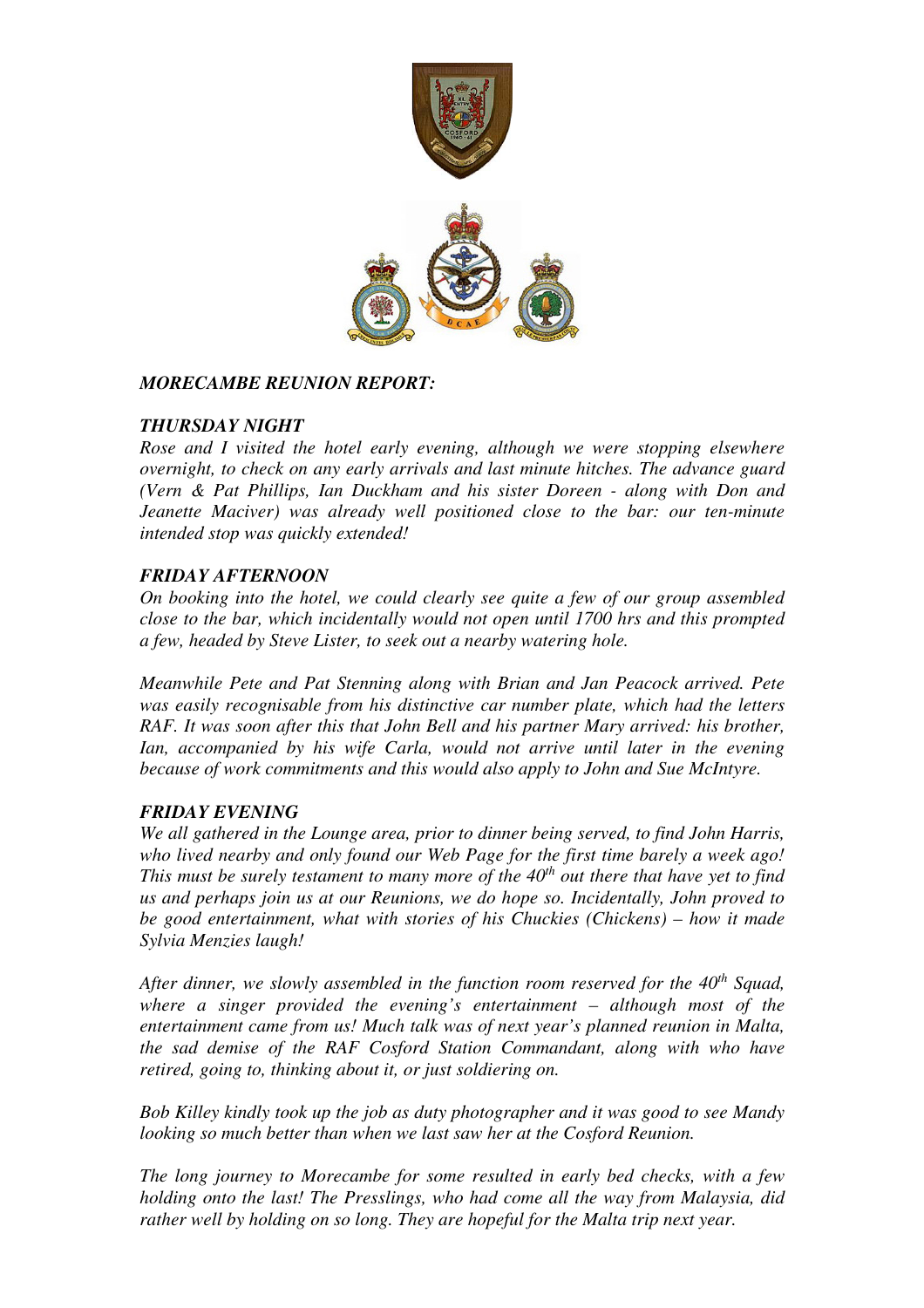## *MORECAMBE REUNION REPORT:*

### *THURSDAY NIGHT*

*Rose and I visited the hotel early evening, although we were stopping elsewhere overnight, to check on any early arrivals and last minute hitches. The advance guard (Vern & Pat Phillips, Ian Duckham and his sister Doreen - along with Don and Jeanette Maciver) was already well positioned close to the bar: our ten-minute intended stop was quickly extended!*

### *FRIDAY AFTERNOON*

*On booking into the hotel, we could clearly see quite a few of our group assembled close to the bar, which incidentally would not open until 1700 hrs and this prompted a few, headed by Steve Lister, to seek out a nearby watering hole.*

*Meanwhile Pete and Pat Stenning along with Brian and Jan Peacock arrived. Pete was easily recognisable from his distinctive car number plate, which had the letters RAF. It was soon after this that John Bell and his partner Mary arrived: his brother, Ian, accompanied by his wife Carla, would not arrive until later in the evening because of work commitments and this would also apply to John and Sue McIntyre.*

### *FRIDAY EVENING*

*We all gathered in the Lounge area, prior to dinner being served, to find John Harris, who lived nearby and only found our Web Page for the first time barely a week ago! This must be surely testament to many more of the 40th out there that have yet to find us and perhaps join us at our Reunions, we do hope so. Incidentally, John proved to be good entertainment, what with stories of his Chuckies (Chickens) – how it made Sylvia Menzies laugh!*

*After dinner, we slowly assembled in the function room reserved for the 40th Squad, where a singer provided the evening's entertainment – although most of the entertainment came from us! Much talk was of next year's planned reunion in Malta, the sad demise of the RAF Cosford Station Commandant, along with who have retired, going to, thinking about it, or just soldiering on.*

*Bob Killey kindly took up the job as duty photographer and it was good to see Mandy looking so much better than when we last saw her at the Cosford Reunion.*

*The long journey to Morecambe for some resulted in early bed checks, with a few holding onto the last! The Presslings, who had come all the way from Malaysia, did rather well by holding on so long. They are hopeful for the Malta trip next year.*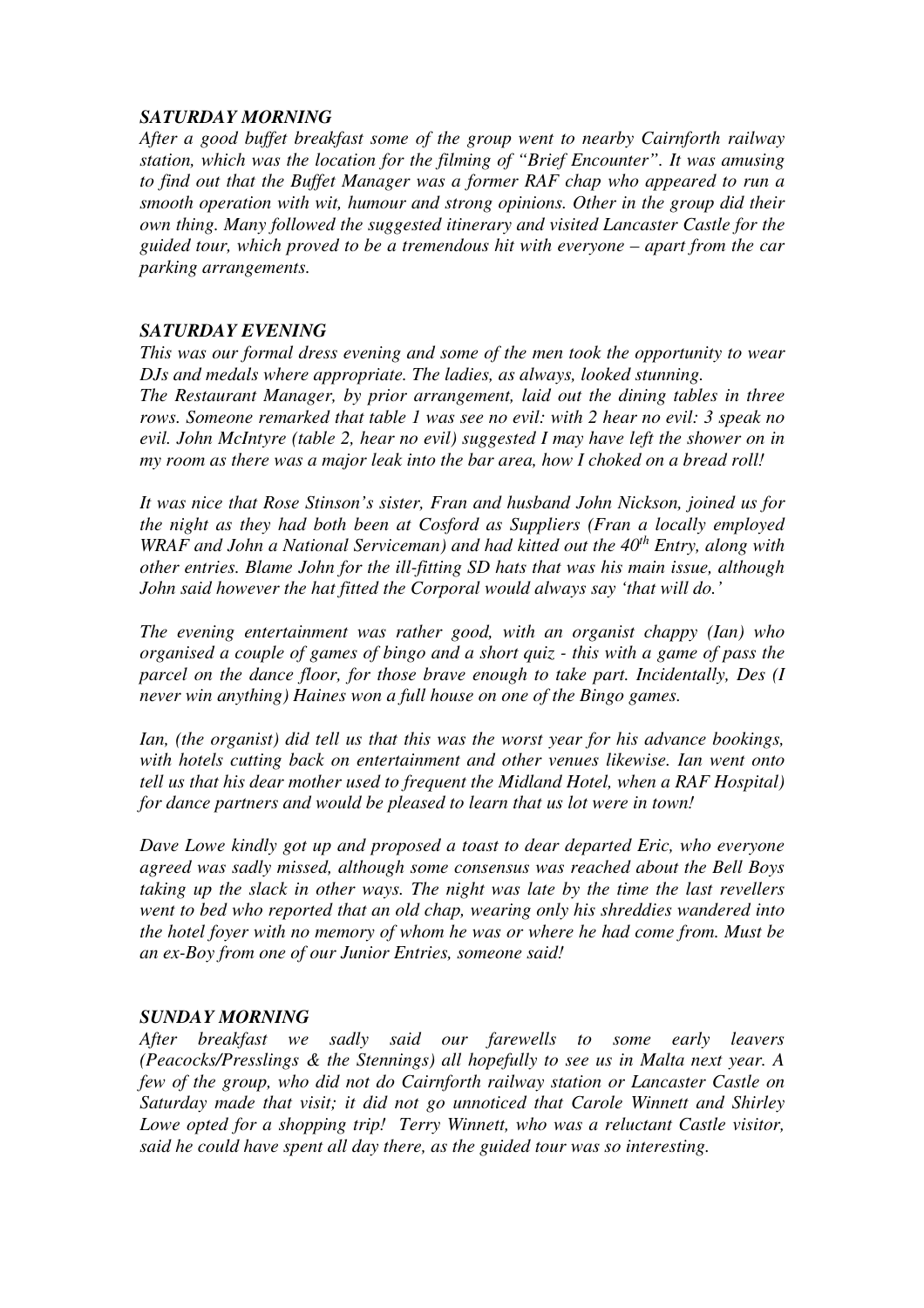### *SATURDAY MORNING*

*After a good buffet breakfast some of the group went to nearby Cairnforth railway station, which was the location for the filming of "Brief Encounter". It was amusing to find out that the Buffet Manager was a former RAF chap who appeared to run a smooth operation with wit, humour and strong opinions. Other in the group did their own thing. Many followed the suggested itinerary and visited Lancaster Castle for the guided tour, which proved to be a tremendous hit with everyone – apart from the car parking arrangements.*

### *SATURDAY EVENING*

*This was our formal dress evening and some of the men took the opportunity to wear DJs and medals where appropriate. The ladies, as always, looked stunning.*
*The Restaurant Manager, by prior arrangement, laid out the dining tables in three rows. Someone remarked that table 1 was see no evil: with 2 hear no evil: 3 speak no evil. John McIntyre (table 2, hear no evil) suggested I may have left the shower on in my room as there was a major leak into the bar area, how I choked on a bread roll!*

*It was nice that Rose Stinson's sister, Fran and husband John Nickson, joined us for the night as they had both been at Cosford as Suppliers (Fran a locally employed WRAF and John a National Serviceman) and had kitted out the 40th Entry, along with other entries. Blame John for the ill-fitting SD hats that was his main issue, although John said however the hat fitted the Corporal would always say 'that will do.'*

*The evening entertainment was rather good, with an organist chappy (Ian) who organised a couple of games of bingo and a short quiz - this with a game of pass the parcel on the dance floor, for those brave enough to take part. Incidentally, Des (I never win anything) Haines won a full house on one of the Bingo games.*

*Ian, (the organist) did tell us that this was the worst year for his advance bookings, with hotels cutting back on entertainment and other venues likewise. Ian went onto tell us that his dear mother used to frequent the Midland Hotel, when a RAF Hospital) for dance partners and would be pleased to learn that us lot were in town!*

*Dave Lowe kindly got up and proposed a toast to dear departed Eric, who everyone agreed was sadly missed, although some consensus was reached about the Bell Boys taking up the slack in other ways. The night was late by the time the last revellers went to bed who reported that an old chap, wearing only his shreddies wandered into the hotel foyer with no memory of whom he was or where he had come from. Must be an ex-Boy from one of our Junior Entries, someone said!*

### *SUNDAY MORNING*

*After breakfast we sadly said our farewells to some early leavers (Peacocks/Presslings & the Stennings) all hopefully to see us in Malta next year. A few of the group, who did not do Cairnforth railway station or Lancaster Castle on Saturday made that visit; it did not go unnoticed that Carole Winnett and Shirley Lowe opted for a shopping trip! Terry Winnett, who was a reluctant Castle visitor, said he could have spent all day there, as the guided tour was so interesting.*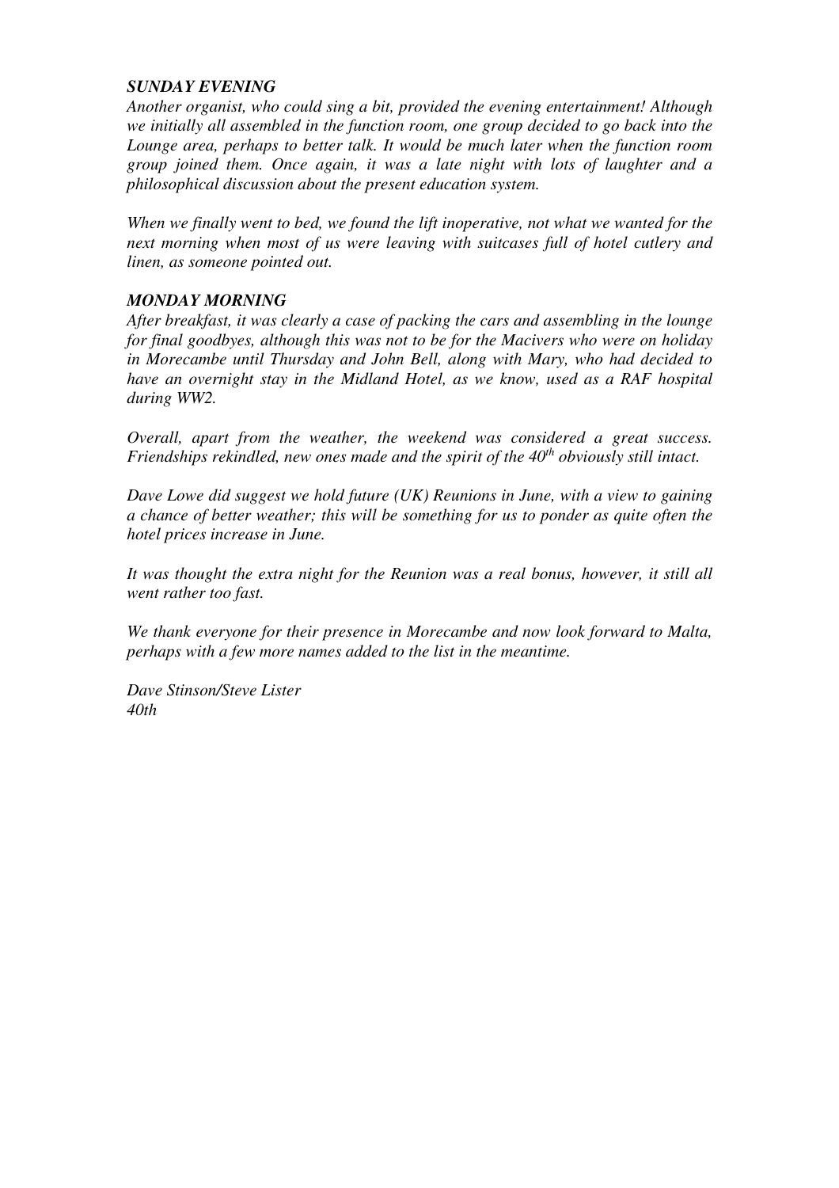### *SUNDAY EVENING*

*Another organist, who could sing a bit, provided the evening entertainment! Although we initially all assembled in the function room, one group decided to go back into the Lounge area, perhaps to better talk. It would be much later when the function room group joined them. Once again, it was a late night with lots of laughter and a philosophical discussion about the present education system.*

*When we finally went to bed, we found the lift inoperative, not what we wanted for the next morning when most of us were leaving with suitcases full of hotel cutlery and linen, as someone pointed out.*

### *MONDAY MORNING*

*After breakfast, it was clearly a case of packing the cars and assembling in the lounge for final goodbyes, although this was not to be for the Macivers who were on holiday in Morecambe until Thursday and John Bell, along with Mary, who had decided to have an overnight stay in the Midland Hotel, as we know, used as a RAF hospital during WW2.*

*Overall, apart from the weather, the weekend was considered a great success. Friendships rekindled, new ones made and the spirit of the 40th obviously still intact.*

*Dave Lowe did suggest we hold future (UK) Reunions in June, with a view to gaining a chance of better weather; this will be something for us to ponder as quite often the hotel prices increase in June.*

*It was thought the extra night for the Reunion was a real bonus, however, it still all went rather too fast.*

*We thank everyone for their presence in Morecambe and now look forward to Malta, perhaps with a few more names added to the list in the meantime.*

*Dave Stinson/Steve Lister*
*40th*